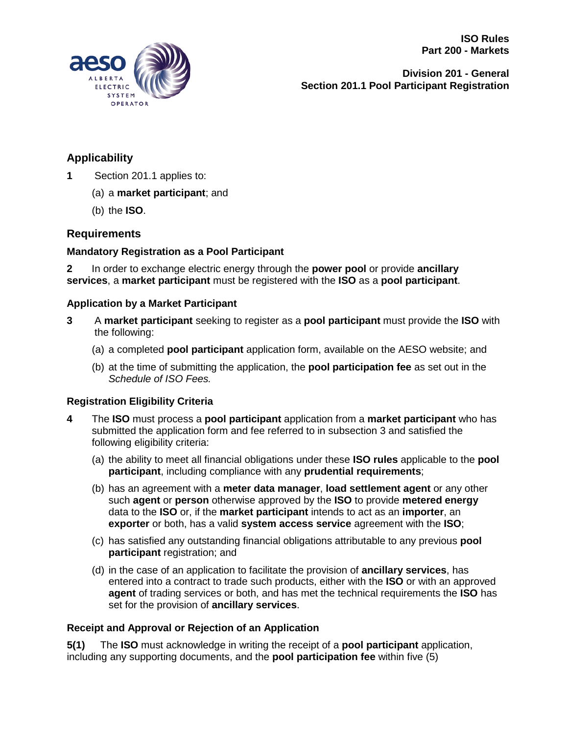# ISO Rules
## Part 200 - Markets

### Division 201 - General
### Section 201.1 Pool Participant Registration

## Applicability

**1** Section 201.1 applies to:

(a) a **market participant**; and

(b) the **ISO**.

## Requirements

### Mandatory Registration as a Pool Participant

**2** In order to exchange electric energy through the **power pool** or provide **ancillary services**, a **market participant** must be registered with the **ISO** as a **pool participant**.

### Application by a Market Participant

**3** A **market participant** seeking to register as a **pool participant** must provide the **ISO** with the following:

(a) a completed **pool participant** application form, available on the AESO website; and

(b) at the time of submitting the application, the **pool participation fee** as set out in the *Schedule of ISO Fees.*

### Registration Eligibility Criteria

**4** The **ISO** must process a **pool participant** application from a **market participant** who has submitted the application form and fee referred to in subsection 3 and satisfied the following eligibility criteria:

(a) the ability to meet all financial obligations under these **ISO rules** applicable to the **pool participant**, including compliance with any **prudential requirements**;

(b) has an agreement with a **meter data manager**, **load settlement agent** or any other such **agent** or **person** otherwise approved by the **ISO** to provide **metered energy** data to the **ISO** or, if the **market participant** intends to act as an **importer**, an **exporter** or both, has a valid **system access service** agreement with the **ISO**;

(c) has satisfied any outstanding financial obligations attributable to any previous **pool participant** registration; and

(d) in the case of an application to facilitate the provision of **ancillary services**, has entered into a contract to trade such products, either with the **ISO** or with an approved **agent** of trading services or both, and has met the technical requirements the **ISO** has set for the provision of **ancillary services**.

### Receipt and Approval or Rejection of an Application

**5(1)** The **ISO** must acknowledge in writing the receipt of a **pool participant** application, including any supporting documents, and the **pool participation fee** within five (5)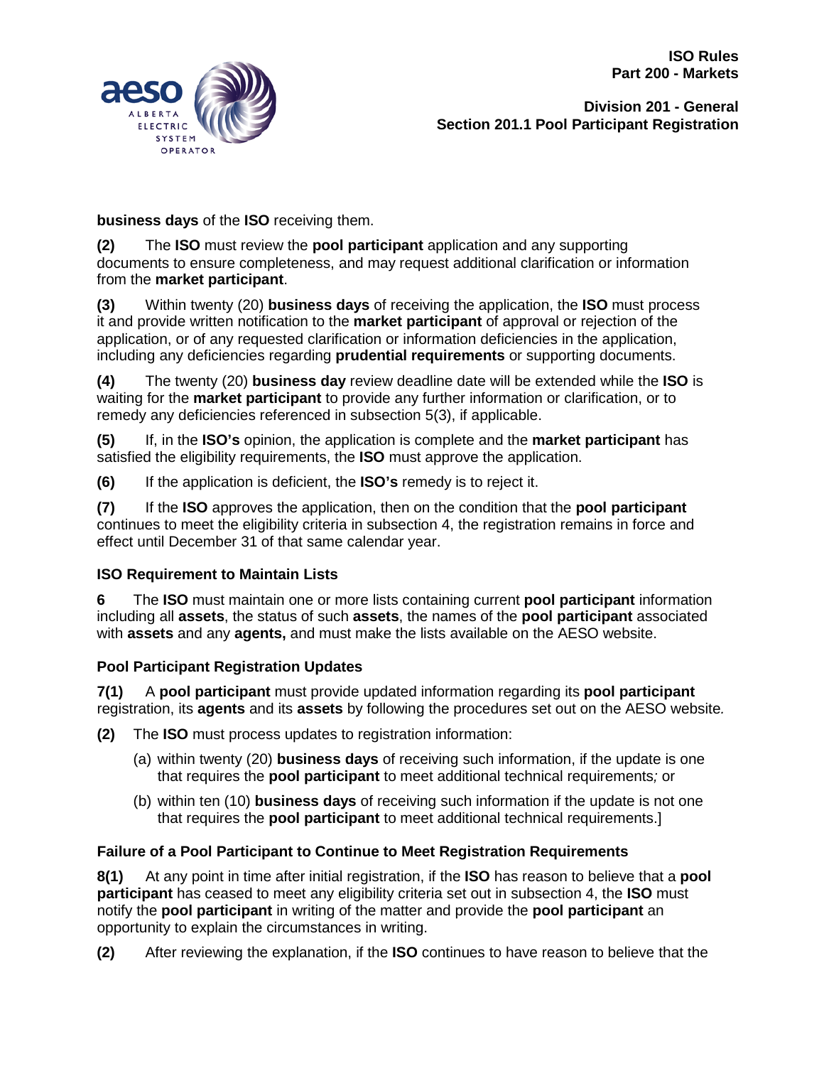**business days** of the **ISO** receiving them.

**(2)** The **ISO** must review the **pool participant** application and any supporting documents to ensure completeness, and may request additional clarification or information from the **market participant**.

**(3)** Within twenty (20) **business days** of receiving the application, the **ISO** must process it and provide written notification to the **market participant** of approval or rejection of the application, or of any requested clarification or information deficiencies in the application, including any deficiencies regarding **prudential requirements** or supporting documents.

**(4)** The twenty (20) **business day** review deadline date will be extended while the **ISO** is waiting for the **market participant** to provide any further information or clarification, or to remedy any deficiencies referenced in subsection 5(3), if applicable.

**(5)** If, in the **ISO's** opinion, the application is complete and the **market participant** has satisfied the eligibility requirements, the **ISO** must approve the application.

**(6)** If the application is deficient, the **ISO's** remedy is to reject it.

**(7)** If the **ISO** approves the application, then on the condition that the **pool participant** continues to meet the eligibility criteria in subsection 4, the registration remains in force and effect until December 31 of that same calendar year.

### ISO Requirement to Maintain Lists

**6** The **ISO** must maintain one or more lists containing current **pool participant** information including all **assets**, the status of such **assets**, the names of the **pool participant** associated with **assets** and any **agents,** and must make the lists available on the AESO website.

### Pool Participant Registration Updates

**7(1)** A **pool participant** must provide updated information regarding its **pool participant** registration, its **agents** and its **assets** by following the procedures set out on the AESO website*.*

**(2)** The **ISO** must process updates to registration information:

(a) within twenty (20) **business days** of receiving such information, if the update is one that requires the **pool participant** to meet additional technical requirements*;* or

(b) within ten (10) **business days** of receiving such information if the update is not one that requires the **pool participant** to meet additional technical requirements.]

### Failure of a Pool Participant to Continue to Meet Registration Requirements

**8(1)** At any point in time after initial registration, if the **ISO** has reason to believe that a **pool participant** has ceased to meet any eligibility criteria set out in subsection 4, the **ISO** must notify the **pool participant** in writing of the matter and provide the **pool participant** an opportunity to explain the circumstances in writing.

**(2)** After reviewing the explanation, if the **ISO** continues to have reason to believe that the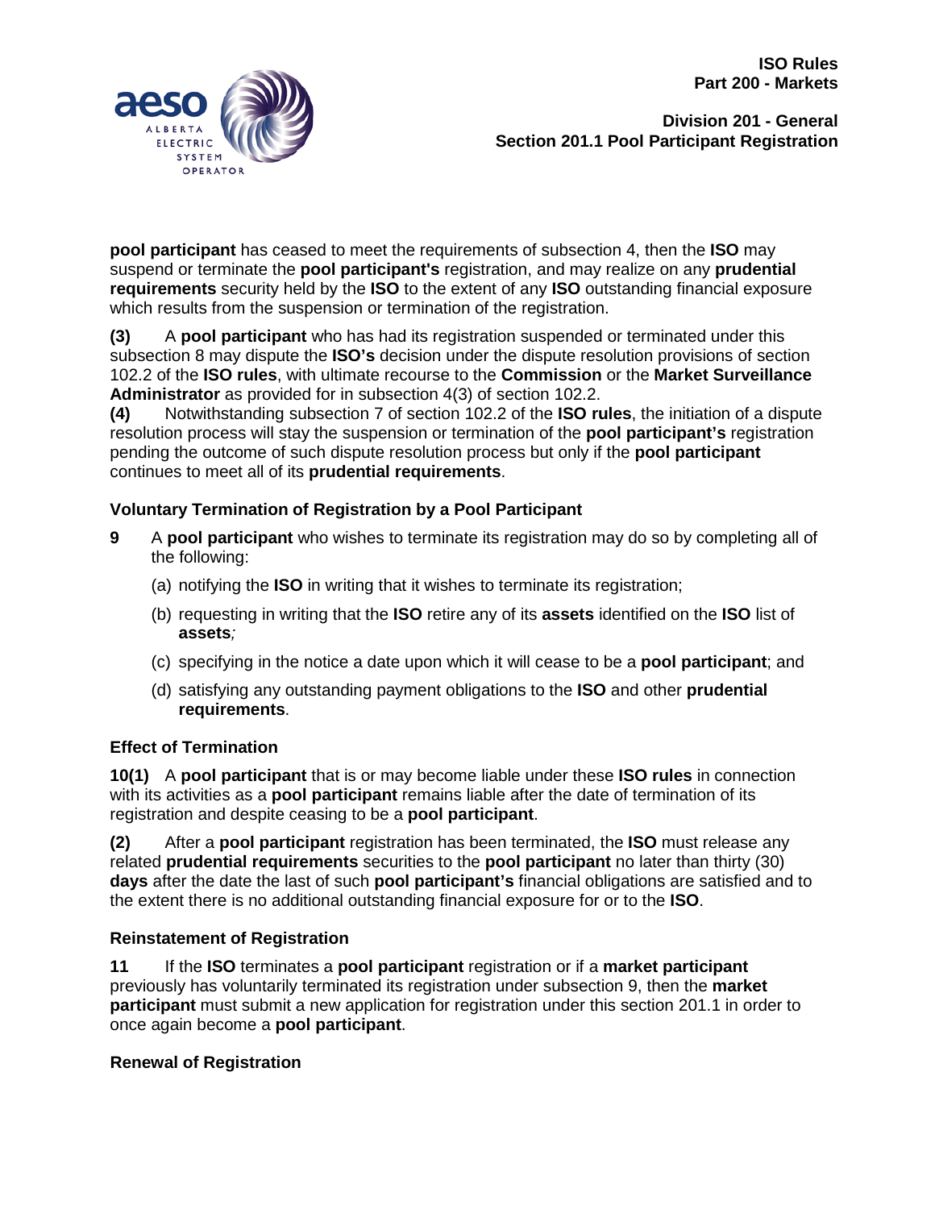**pool participant** has ceased to meet the requirements of subsection 4, then the **ISO** may suspend or terminate the **pool participant's** registration, and may realize on any **prudential requirements** security held by the **ISO** to the extent of any **ISO** outstanding financial exposure which results from the suspension or termination of the registration.

**(3)** A **pool participant** who has had its registration suspended or terminated under this subsection 8 may dispute the **ISO's** decision under the dispute resolution provisions of section 102.2 of the **ISO rules**, with ultimate recourse to the **Commission** or the **Market Surveillance Administrator** as provided for in subsection 4(3) of section 102.2.

**(4)** Notwithstanding subsection 7 of section 102.2 of the **ISO rules**, the initiation of a dispute resolution process will stay the suspension or termination of the **pool participant's** registration pending the outcome of such dispute resolution process but only if the **pool participant** continues to meet all of its **prudential requirements**.

### Voluntary Termination of Registration by a Pool Participant

**9** A **pool participant** who wishes to terminate its registration may do so by completing all of the following:

(a) notifying the **ISO** in writing that it wishes to terminate its registration;

(b) requesting in writing that the **ISO** retire any of its **assets** identified on the **ISO** list of **assets**;

(c) specifying in the notice a date upon which it will cease to be a **pool participant**; and

(d) satisfying any outstanding payment obligations to the **ISO** and other **prudential requirements**.

### Effect of Termination

**10(1)** A **pool participant** that is or may become liable under these **ISO rules** in connection with its activities as a **pool participant** remains liable after the date of termination of its registration and despite ceasing to be a **pool participant**.

**(2)** After a **pool participant** registration has been terminated, the **ISO** must release any related **prudential requirements** securities to the **pool participant** no later than thirty (30) **days** after the date the last of such **pool participant's** financial obligations are satisfied and to the extent there is no additional outstanding financial exposure for or to the **ISO**.

### Reinstatement of Registration

**11** If the **ISO** terminates a **pool participant** registration or if a **market participant** previously has voluntarily terminated its registration under subsection 9, then the **market participant** must submit a new application for registration under this section 201.1 in order to once again become a **pool participant**.

### Renewal of Registration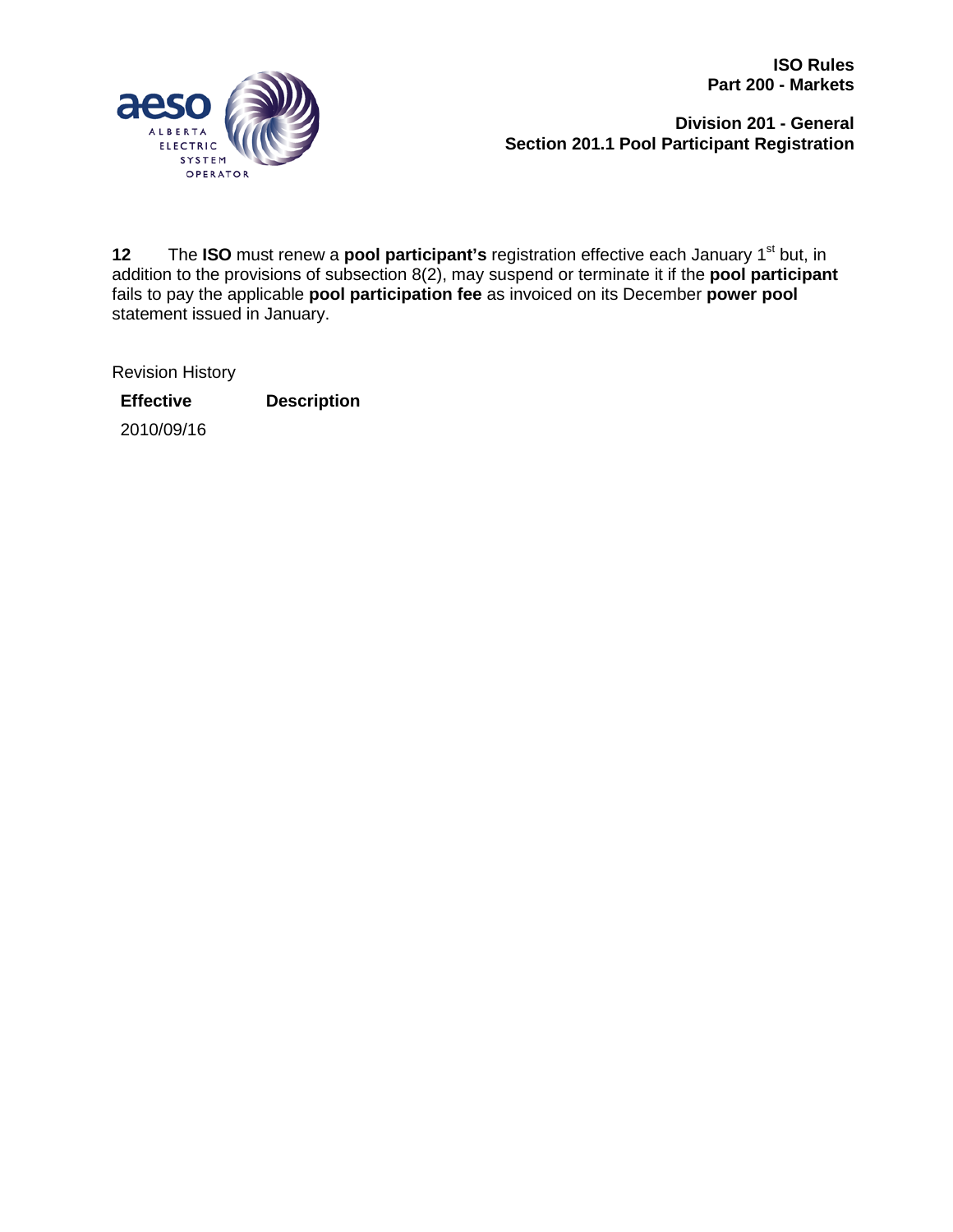**12** The **ISO** must renew a **pool participant's** registration effective each January 1st but, in addition to the provisions of subsection 8(2), may suspend or terminate it if the **pool participant** fails to pay the applicable **pool participation fee** as invoiced on its December **power pool** statement issued in January.

Revision History

| Effective | Description |
| --- | --- |
| 2010/09/16 | |